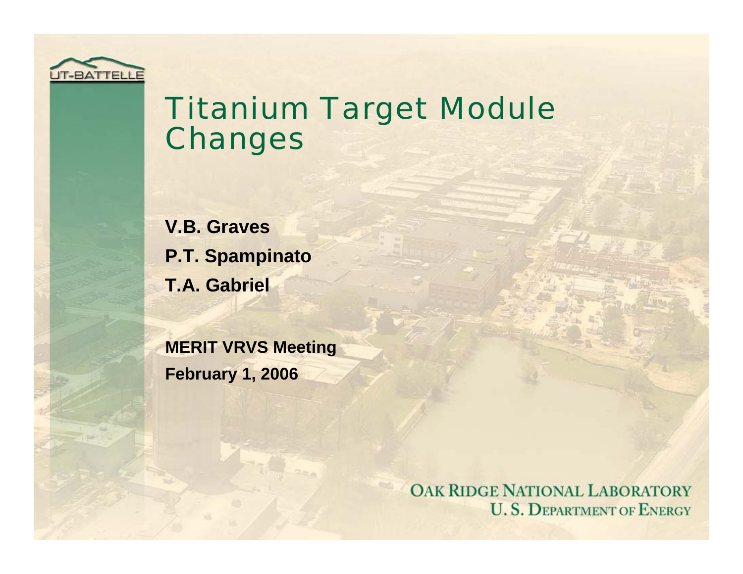# Titanium Target Module Changes

**V.B. Graves**

**P.T. Spampinato**

**T.A. Gabriel**

**MERIT VRVS Meeting**

**February 1, 2006**

OAK RIDGE NATIONAL LABORATORY
U. S. DEPARTMENT OF ENERGY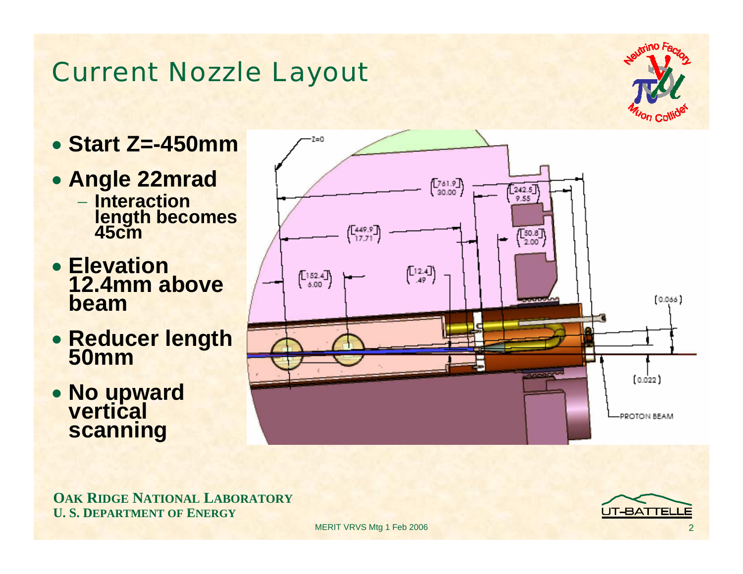# Current Nozzle Layout

- **Start Z=-450mm**
- **Angle 22mrad**
  - **Interaction length becomes 45cm**
- **Elevation 12.4mm above beam**
- **Reducer length 50mm**
- **No upward vertical scanning**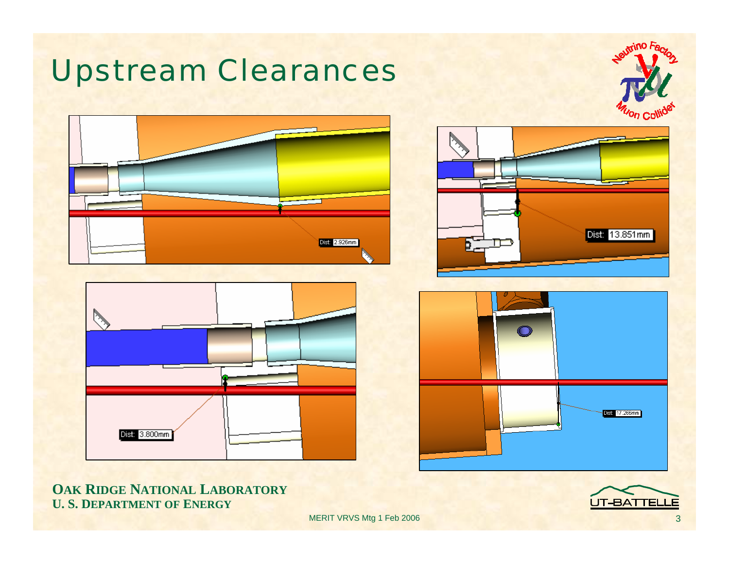# Upstream Clearances

Dist: 2.926mm

Dist: 13.851mm

Dist: 3.800mm

Dist: 17.266mm

**OAK RIDGE NATIONAL LABORATORY**
**U. S. DEPARTMENT OF ENERGY**

MERIT VRVS Mtg 1 Feb 2006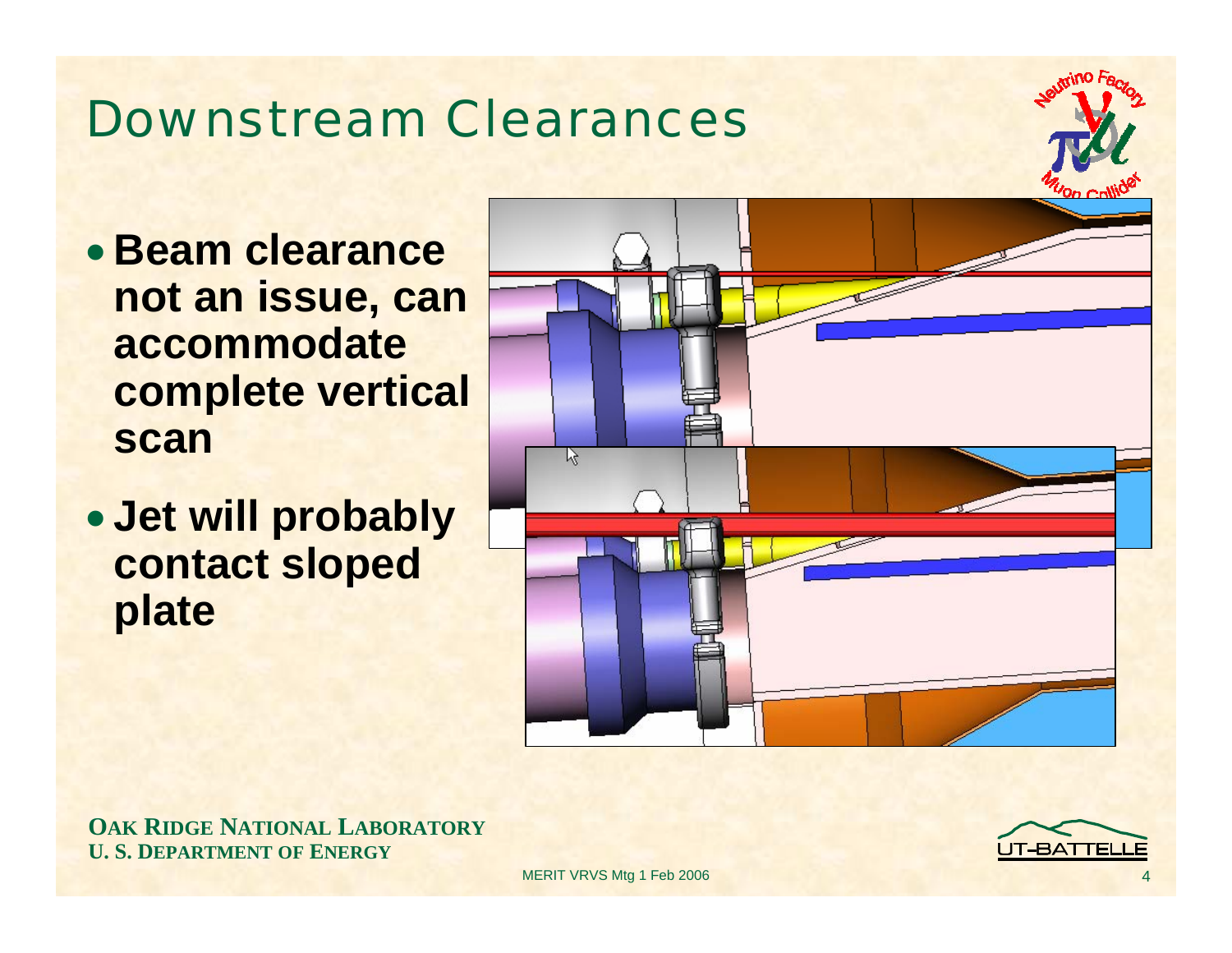# Downstream Clearances

- **Beam clearance not an issue, can accommodate complete vertical scan**
- **Jet will probably contact sloped plate**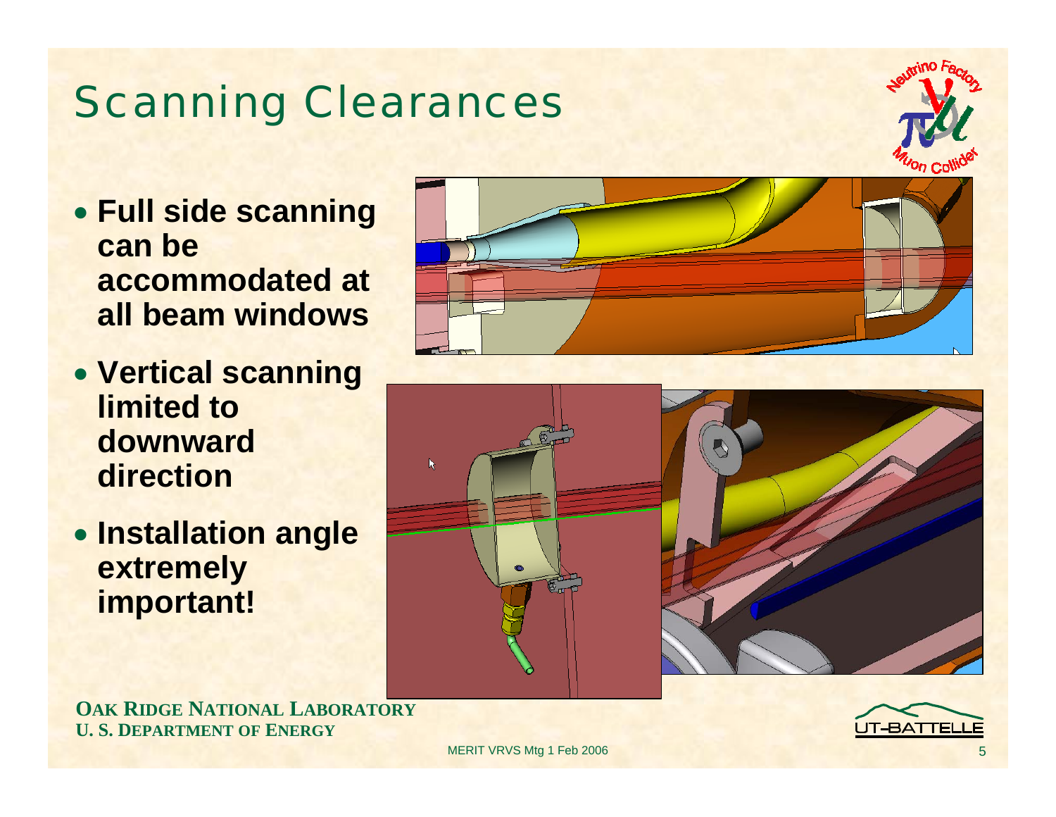# Scanning Clearances

- **Full side scanning can be accommodated at all beam windows**
- **Vertical scanning limited to downward direction**
- **Installation angle extremely important!**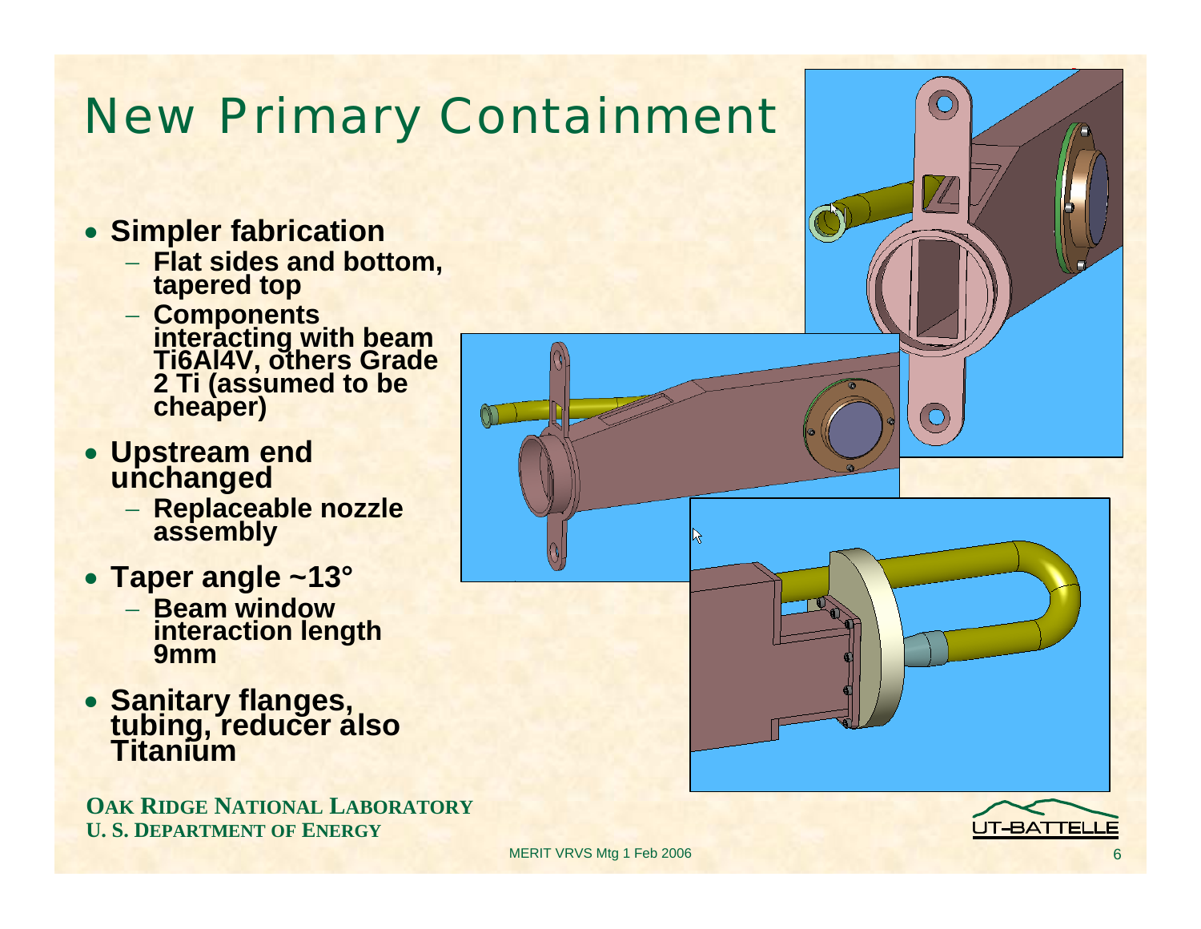# New Primary Containment

- **Simpler fabrication**
  - **Flat sides and bottom, tapered top**
  - **Components interacting with beam Ti6Al4V, others Grade 2 Ti (assumed to be cheaper)**
- **Upstream end unchanged**
  - **Replaceable nozzle assembly**
- **Taper angle ~13°**
  - **Beam window interaction length 9mm**
- **Sanitary flanges, tubing, reducer also Titanium**

**OAK RIDGE NATIONAL LABORATORY**
**U. S. DEPARTMENT OF ENERGY**

MERIT VRVS Mtg 1 Feb 2006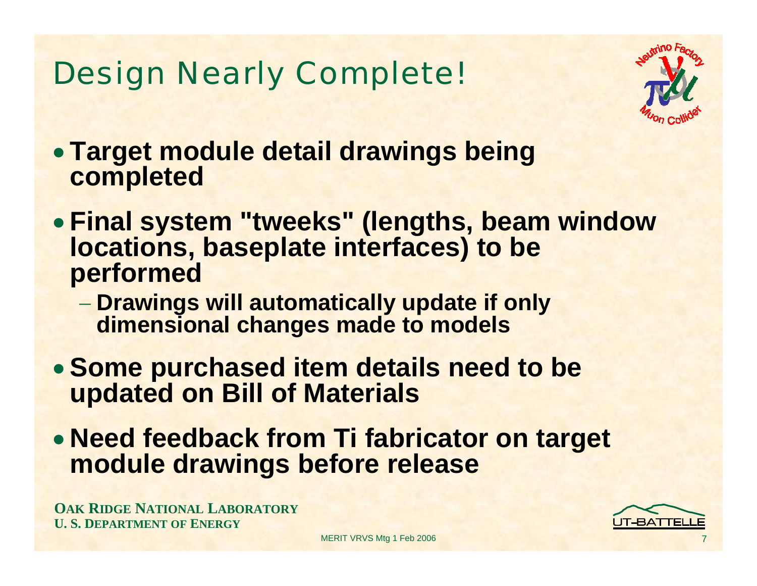# Design Nearly Complete!

- **Target module detail drawings being completed**
- **Final system "tweeks" (lengths, beam window locations, baseplate interfaces) to be performed**
  - **Drawings will automatically update if only dimensional changes made to models**
- **Some purchased item details need to be updated on Bill of Materials**
- **Need feedback from Ti fabricator on target module drawings before release**